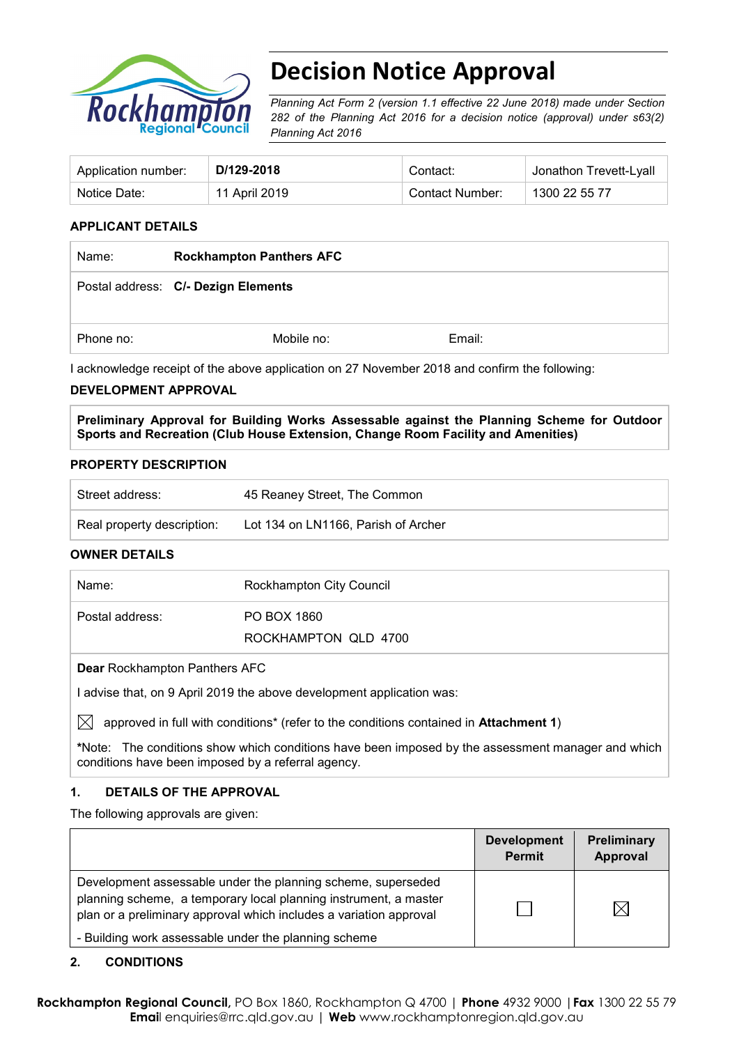# Decision Notice Approval

*Planning Act Form 2 (version 1.1 effective 22 June 2018) made under Section 282 of the Planning Act 2016 for a decision notice (approval) under s63(2) Planning Act 2016*

| Application number: | **D/129-2018** | Contact: | Jonathon Trevett-Lyall |
|---|---|---|---|
| Notice Date: | 11 April 2019 | Contact Number: | 1300 22 55 77 |

### APPLICANT DETAILS

| Name: | **Rockhampton Panthers AFC** | |
|---|---|---|
| Postal address: | **C/- Dezign Elements** | |
| Phone no: | Mobile no: | Email: |

I acknowledge receipt of the above application on 27 November 2018 and confirm the following:

### DEVELOPMENT APPROVAL

**Preliminary Approval for Building Works Assessable against the Planning Scheme for Outdoor Sports and Recreation (Club House Extension, Change Room Facility and Amenities)**

### PROPERTY DESCRIPTION

| Street address: | 45 Reaney Street, The Common |
|---|---|
| Real property description: | Lot 134 on LN1166, Parish of Archer |

### OWNER DETAILS

| Name: | Rockhampton City Council |
|---|---|
| Postal address: | PO BOX 1860<br>ROCKHAMPTON QLD 4700 |

**Dear** Rockhampton Panthers AFC

I advise that, on 9 April 2019 the above development application was:

☒ approved in full with conditions* (refer to the conditions contained in **Attachment 1**)

*Note: The conditions show which conditions have been imposed by the assessment manager and which conditions have been imposed by a referral agency.

### 1. DETAILS OF THE APPROVAL

The following approvals are given:

| | Development Permit | Preliminary Approval |
|---|---|---|
| Development assessable under the planning scheme, superseded planning scheme, a temporary local planning instrument, a master plan or a preliminary approval which includes a variation approval<br>- Building work assessable under the planning scheme | ☐ | ☒ |

### 2. CONDITIONS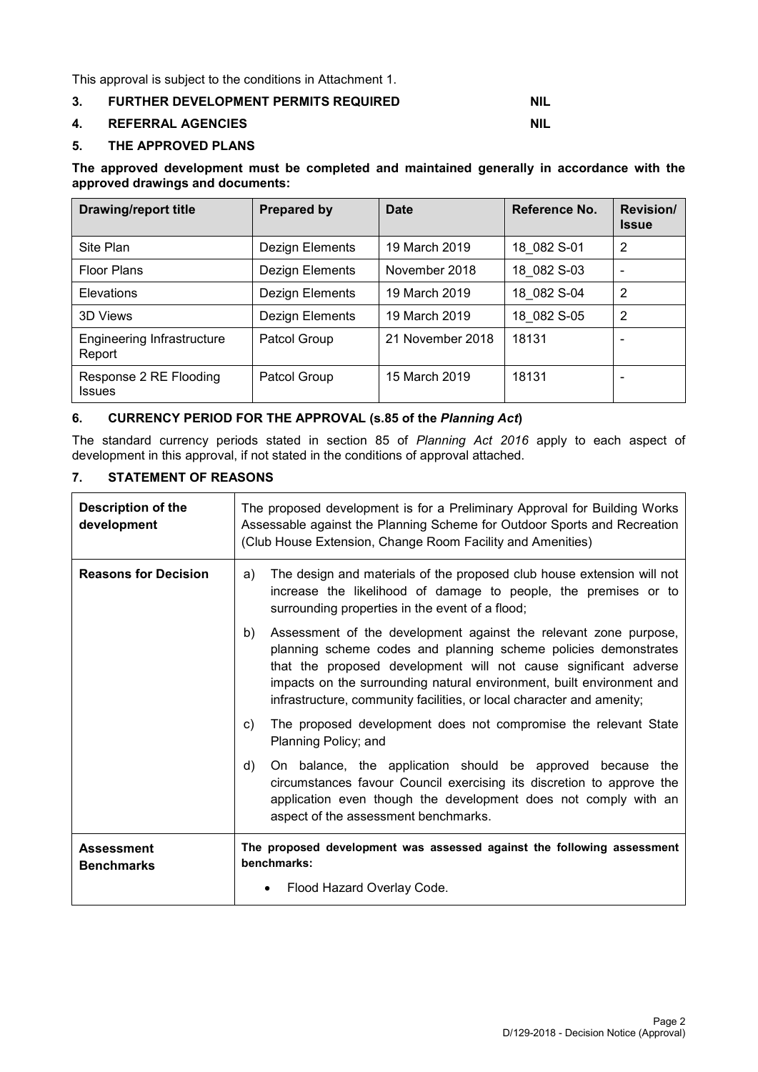This approval is subject to the conditions in Attachment 1.

## 3. FURTHER DEVELOPMENT PERMITS REQUIRED NIL

## 4. REFERRAL AGENCIES NIL

## 5. THE APPROVED PLANS

**The approved development must be completed and maintained generally in accordance with the approved drawings and documents:**

| Drawing/report title | Prepared by | Date | Reference No. | Revision/ Issue |
|---|---|---|---|---|
| Site Plan | Dezign Elements | 19 March 2019 | 18_082 S-01 | 2 |
| Floor Plans | Dezign Elements | November 2018 | 18_082 S-03 | - |
| Elevations | Dezign Elements | 19 March 2019 | 18_082 S-04 | 2 |
| 3D Views | Dezign Elements | 19 March 2019 | 18_082 S-05 | 2 |
| Engineering Infrastructure Report | Patcol Group | 21 November 2018 | 18131 | - |
| Response 2 RE Flooding Issues | Patcol Group | 15 March 2019 | 18131 | - |

## 6. CURRENCY PERIOD FOR THE APPROVAL (s.85 of the *Planning Act*)

The standard currency periods stated in section 85 of *Planning Act 2016* apply to each aspect of development in this approval, if not stated in the conditions of approval attached.

## 7. STATEMENT OF REASONS

| | |
|---|---|
| **Description of the development** | The proposed development is for a Preliminary Approval for Building Works Assessable against the Planning Scheme for Outdoor Sports and Recreation (Club House Extension, Change Room Facility and Amenities) |
| **Reasons for Decision** | a) The design and materials of the proposed club house extension will not increase the likelihood of damage to people, the premises or to surrounding properties in the event of a flood;<br>b) Assessment of the development against the relevant zone purpose, planning scheme codes and planning scheme policies demonstrates that the proposed development will not cause significant adverse impacts on the surrounding natural environment, built environment and infrastructure, community facilities, or local character and amenity;<br>c) The proposed development does not compromise the relevant State Planning Policy; and<br>d) On balance, the application should be approved because the circumstances favour Council exercising its discretion to approve the application even though the development does not comply with an aspect of the assessment benchmarks. |
| **Assessment Benchmarks** | **The proposed development was assessed against the following assessment benchmarks:**<br>• Flood Hazard Overlay Code. |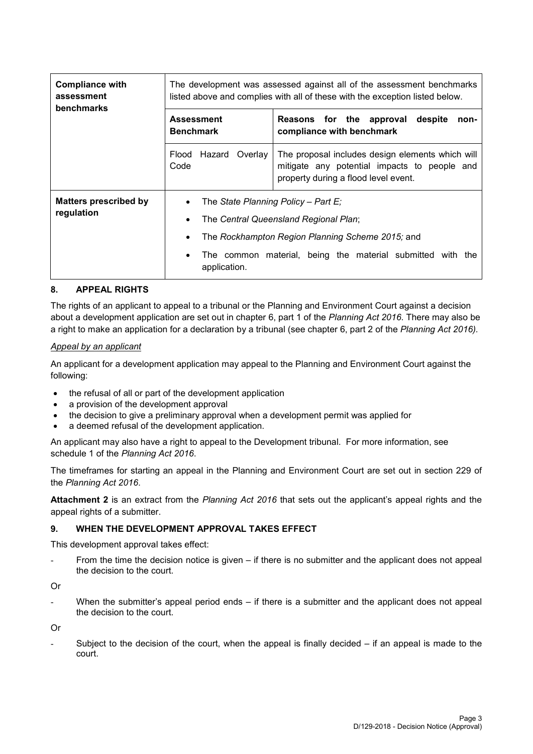| Compliance with assessment benchmarks | The development was assessed against all of the assessment benchmarks listed above and complies with all of these with the exception listed below. | |
|---|---|---|
| | **Assessment Benchmark** | **Reasons for the approval despite non-compliance with benchmark** |
| | Flood Hazard Overlay Code | The proposal includes design elements which will mitigate any potential impacts to people and property during a flood level event. |
| **Matters prescribed by regulation** | • The *State Planning Policy – Part E;*<br>• The *Central Queensland Regional Plan*;<br>• The *Rockhampton Region Planning Scheme 2015;* and<br>• The common material, being the material submitted with the application. | |

## 8. APPEAL RIGHTS

The rights of an applicant to appeal to a tribunal or the Planning and Environment Court against a decision about a development application are set out in chapter 6, part 1 of the *Planning Act 2016*. There may also be a right to make an application for a declaration by a tribunal (see chapter 6, part 2 of the *Planning Act 2016).*

*Appeal by an applicant*

An applicant for a development application may appeal to the Planning and Environment Court against the following:

- the refusal of all or part of the development application
- a provision of the development approval
- the decision to give a preliminary approval when a development permit was applied for
- a deemed refusal of the development application.

An applicant may also have a right to appeal to the Development tribunal. For more information, see schedule 1 of the *Planning Act 2016*.

The timeframes for starting an appeal in the Planning and Environment Court are set out in section 229 of the *Planning Act 2016*.

**Attachment 2** is an extract from the *Planning Act 2016* that sets out the applicant's appeal rights and the appeal rights of a submitter.

## 9. WHEN THE DEVELOPMENT APPROVAL TAKES EFFECT

This development approval takes effect:

- From the time the decision notice is given – if there is no submitter and the applicant does not appeal the decision to the court.

Or

- When the submitter's appeal period ends – if there is a submitter and the applicant does not appeal the decision to the court.

Or

- Subject to the decision of the court, when the appeal is finally decided – if an appeal is made to the court.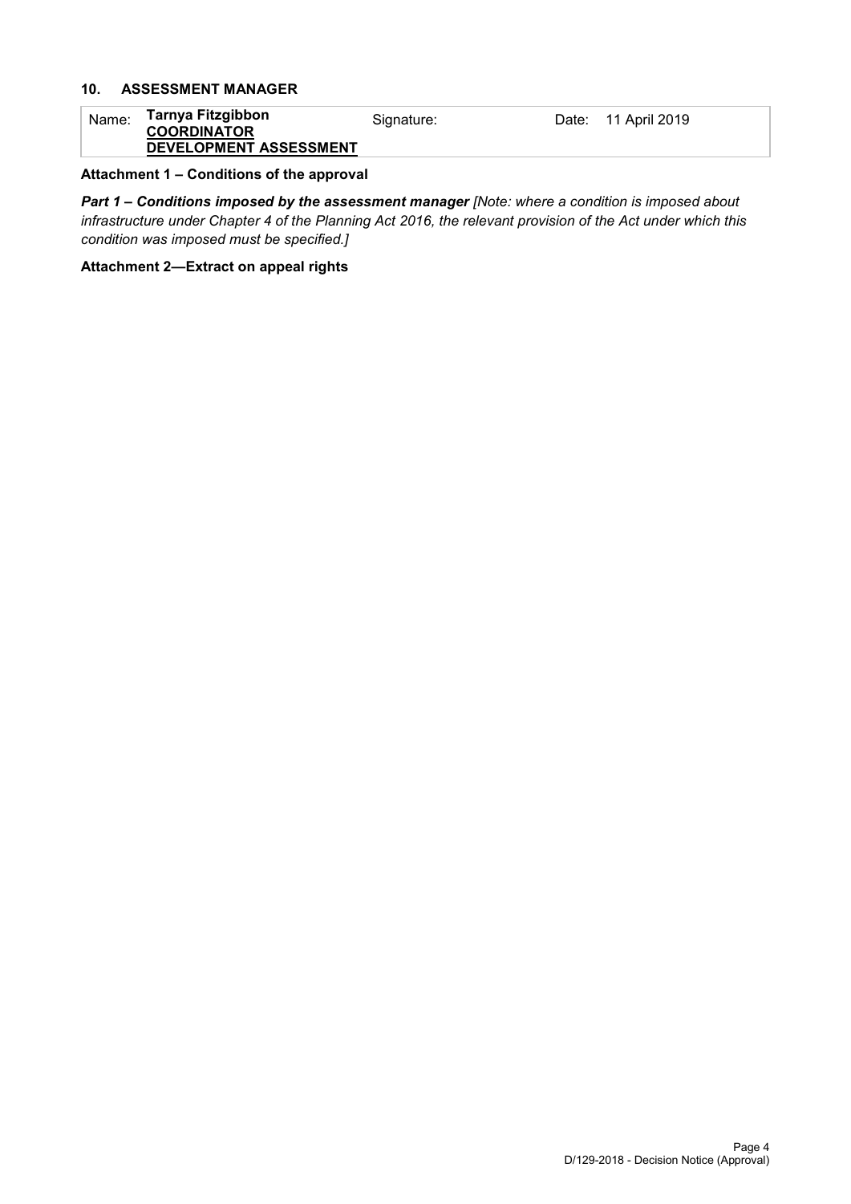## 10. ASSESSMENT MANAGER

| Name: | **Tarnya Fitzgibbon**<br>**COORDINATOR**<br>**DEVELOPMENT ASSESSMENT** | Signature: | Date: | 11 April 2019 |
|---|---|---|---|---|

**Attachment 1 – Conditions of the approval**

***Part 1 – Conditions imposed by the assessment manager*** *[Note: where a condition is imposed about infrastructure under Chapter 4 of the Planning Act 2016, the relevant provision of the Act under which this condition was imposed must be specified.]*

**Attachment 2—Extract on appeal rights**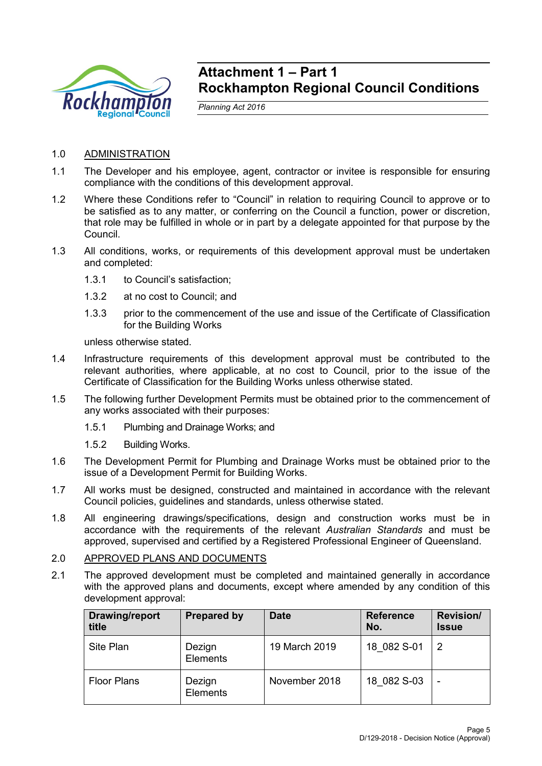# Attachment 1 – Part 1
# Rockhampton Regional Council Conditions

*Planning Act 2016*

1.0 ADMINISTRATION

1.1 The Developer and his employee, agent, contractor or invitee is responsible for ensuring compliance with the conditions of this development approval.

1.2 Where these Conditions refer to "Council" in relation to requiring Council to approve or to be satisfied as to any matter, or conferring on the Council a function, power or discretion, that role may be fulfilled in whole or in part by a delegate appointed for that purpose by the Council.

1.3 All conditions, works, or requirements of this development approval must be undertaken and completed:

1.3.1 to Council's satisfaction;

1.3.2 at no cost to Council; and

1.3.3 prior to the commencement of the use and issue of the Certificate of Classification for the Building Works

unless otherwise stated.

1.4 Infrastructure requirements of this development approval must be contributed to the relevant authorities, where applicable, at no cost to Council, prior to the issue of the Certificate of Classification for the Building Works unless otherwise stated.

1.5 The following further Development Permits must be obtained prior to the commencement of any works associated with their purposes:

1.5.1 Plumbing and Drainage Works; and

1.5.2 Building Works.

1.6 The Development Permit for Plumbing and Drainage Works must be obtained prior to the issue of a Development Permit for Building Works.

1.7 All works must be designed, constructed and maintained in accordance with the relevant Council policies, guidelines and standards, unless otherwise stated.

1.8 All engineering drawings/specifications, design and construction works must be in accordance with the requirements of the relevant *Australian Standards* and must be approved, supervised and certified by a Registered Professional Engineer of Queensland.

2.0 APPROVED PLANS AND DOCUMENTS

2.1 The approved development must be completed and maintained generally in accordance with the approved plans and documents, except where amended by any condition of this development approval:

| Drawing/report title | Prepared by | Date | Reference No. | Revision/ Issue |
|---|---|---|---|---|
| Site Plan | Dezign Elements | 19 March 2019 | 18_082 S-01 | 2 |
| Floor Plans | Dezign Elements | November 2018 | 18_082 S-03 | - |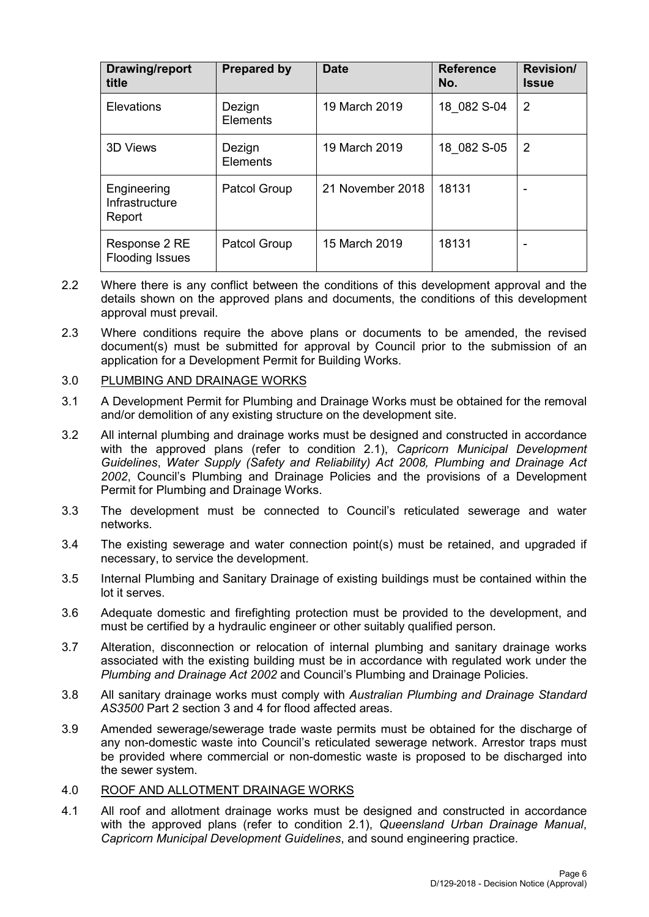| Drawing/report title | Prepared by | Date | Reference No. | Revision/ Issue |
| --- | --- | --- | --- | --- |
| Elevations | Dezign Elements | 19 March 2019 | 18_082 S-04 | 2 |
| 3D Views | Dezign Elements | 19 March 2019 | 18_082 S-05 | 2 |
| Engineering Infrastructure Report | Patcol Group | 21 November 2018 | 18131 | - |
| Response 2 RE Flooding Issues | Patcol Group | 15 March 2019 | 18131 | - |

2.2 Where there is any conflict between the conditions of this development approval and the details shown on the approved plans and documents, the conditions of this development approval must prevail.

2.3 Where conditions require the above plans or documents to be amended, the revised document(s) must be submitted for approval by Council prior to the submission of an application for a Development Permit for Building Works.

3.0 PLUMBING AND DRAINAGE WORKS

3.1 A Development Permit for Plumbing and Drainage Works must be obtained for the removal and/or demolition of any existing structure on the development site.

3.2 All internal plumbing and drainage works must be designed and constructed in accordance with the approved plans (refer to condition 2.1), *Capricorn Municipal Development Guidelines*, *Water Supply (Safety and Reliability) Act 2008, Plumbing and Drainage Act 2002*, Council's Plumbing and Drainage Policies and the provisions of a Development Permit for Plumbing and Drainage Works.

3.3 The development must be connected to Council's reticulated sewerage and water networks.

3.4 The existing sewerage and water connection point(s) must be retained, and upgraded if necessary, to service the development.

3.5 Internal Plumbing and Sanitary Drainage of existing buildings must be contained within the lot it serves.

3.6 Adequate domestic and firefighting protection must be provided to the development, and must be certified by a hydraulic engineer or other suitably qualified person.

3.7 Alteration, disconnection or relocation of internal plumbing and sanitary drainage works associated with the existing building must be in accordance with regulated work under the *Plumbing and Drainage Act 2002* and Council's Plumbing and Drainage Policies.

3.8 All sanitary drainage works must comply with *Australian Plumbing and Drainage Standard AS3500* Part 2 section 3 and 4 for flood affected areas.

3.9 Amended sewerage/sewerage trade waste permits must be obtained for the discharge of any non-domestic waste into Council's reticulated sewerage network. Arrestor traps must be provided where commercial or non-domestic waste is proposed to be discharged into the sewer system.

4.0 ROOF AND ALLOTMENT DRAINAGE WORKS

4.1 All roof and allotment drainage works must be designed and constructed in accordance with the approved plans (refer to condition 2.1), *Queensland Urban Drainage Manual*, *Capricorn Municipal Development Guidelines*, and sound engineering practice.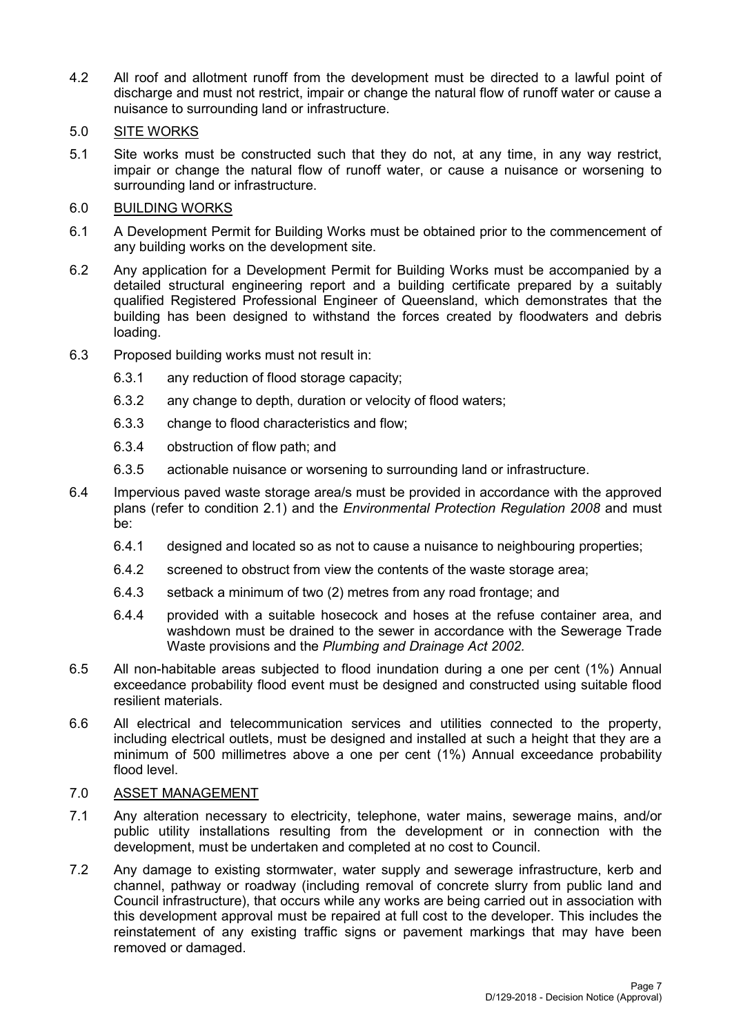4.2 All roof and allotment runoff from the development must be directed to a lawful point of discharge and must not restrict, impair or change the natural flow of runoff water or cause a nuisance to surrounding land or infrastructure.

## 5.0 SITE WORKS

5.1 Site works must be constructed such that they do not, at any time, in any way restrict, impair or change the natural flow of runoff water, or cause a nuisance or worsening to surrounding land or infrastructure.

## 6.0 BUILDING WORKS

6.1 A Development Permit for Building Works must be obtained prior to the commencement of any building works on the development site.

6.2 Any application for a Development Permit for Building Works must be accompanied by a detailed structural engineering report and a building certificate prepared by a suitably qualified Registered Professional Engineer of Queensland, which demonstrates that the building has been designed to withstand the forces created by floodwaters and debris loading.

6.3 Proposed building works must not result in:

6.3.1 any reduction of flood storage capacity;

6.3.2 any change to depth, duration or velocity of flood waters;

6.3.3 change to flood characteristics and flow;

6.3.4 obstruction of flow path; and

6.3.5 actionable nuisance or worsening to surrounding land or infrastructure.

6.4 Impervious paved waste storage area/s must be provided in accordance with the approved plans (refer to condition 2.1) and the *Environmental Protection Regulation 2008* and must be:

6.4.1 designed and located so as not to cause a nuisance to neighbouring properties;

6.4.2 screened to obstruct from view the contents of the waste storage area;

6.4.3 setback a minimum of two (2) metres from any road frontage; and

6.4.4 provided with a suitable hosecock and hoses at the refuse container area, and washdown must be drained to the sewer in accordance with the Sewerage Trade Waste provisions and the *Plumbing and Drainage Act 2002.*

6.5 All non-habitable areas subjected to flood inundation during a one per cent (1%) Annual exceedance probability flood event must be designed and constructed using suitable flood resilient materials.

6.6 All electrical and telecommunication services and utilities connected to the property, including electrical outlets, must be designed and installed at such a height that they are a minimum of 500 millimetres above a one per cent (1%) Annual exceedance probability flood level.

## 7.0 ASSET MANAGEMENT

7.1 Any alteration necessary to electricity, telephone, water mains, sewerage mains, and/or public utility installations resulting from the development or in connection with the development, must be undertaken and completed at no cost to Council.

7.2 Any damage to existing stormwater, water supply and sewerage infrastructure, kerb and channel, pathway or roadway (including removal of concrete slurry from public land and Council infrastructure), that occurs while any works are being carried out in association with this development approval must be repaired at full cost to the developer. This includes the reinstatement of any existing traffic signs or pavement markings that may have been removed or damaged.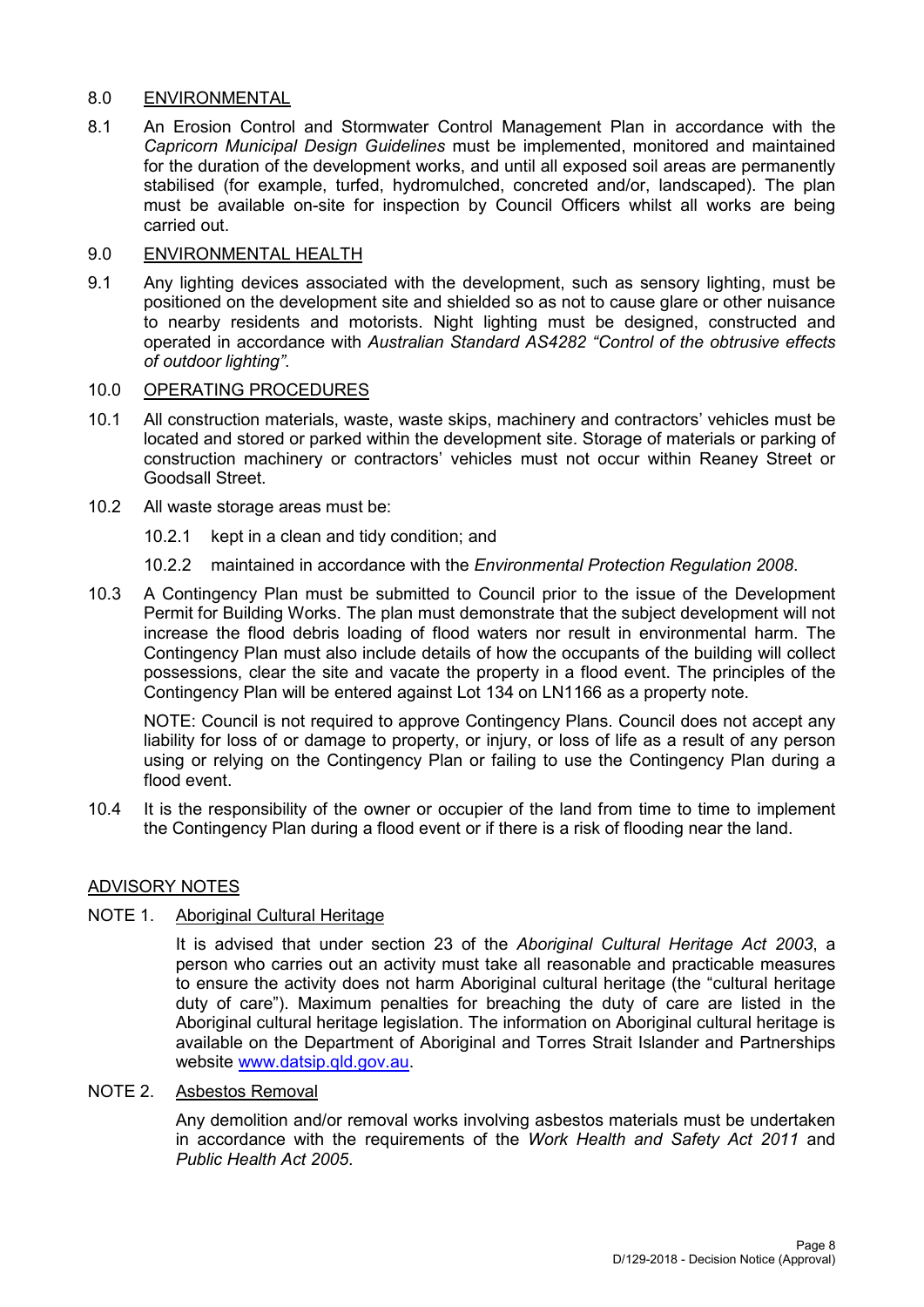8.0 <u>ENVIRONMENTAL</u>

8.1 An Erosion Control and Stormwater Control Management Plan in accordance with the *Capricorn Municipal Design Guidelines* must be implemented, monitored and maintained for the duration of the development works, and until all exposed soil areas are permanently stabilised (for example, turfed, hydromulched, concreted and/or, landscaped). The plan must be available on-site for inspection by Council Officers whilst all works are being carried out.

9.0 <u>ENVIRONMENTAL HEALTH</u>

9.1 Any lighting devices associated with the development, such as sensory lighting, must be positioned on the development site and shielded so as not to cause glare or other nuisance to nearby residents and motorists. Night lighting must be designed, constructed and operated in accordance with *Australian Standard AS4282 "Control of the obtrusive effects of outdoor lighting"*.

10.0 <u>OPERATING PROCEDURES</u>

10.1 All construction materials, waste, waste skips, machinery and contractors' vehicles must be located and stored or parked within the development site. Storage of materials or parking of construction machinery or contractors' vehicles must not occur within Reaney Street or Goodsall Street.

10.2 All waste storage areas must be:

10.2.1 kept in a clean and tidy condition; and

10.2.2 maintained in accordance with the *Environmental Protection Regulation 2008*.

10.3 A Contingency Plan must be submitted to Council prior to the issue of the Development Permit for Building Works. The plan must demonstrate that the subject development will not increase the flood debris loading of flood waters nor result in environmental harm. The Contingency Plan must also include details of how the occupants of the building will collect possessions, clear the site and vacate the property in a flood event. The principles of the Contingency Plan will be entered against Lot 134 on LN1166 as a property note.

NOTE: Council is not required to approve Contingency Plans. Council does not accept any liability for loss of or damage to property, or injury, or loss of life as a result of any person using or relying on the Contingency Plan or failing to use the Contingency Plan during a flood event.

10.4 It is the responsibility of the owner or occupier of the land from time to time to implement the Contingency Plan during a flood event or if there is a risk of flooding near the land.

## <u>ADVISORY NOTES</u>

NOTE 1. <u>Aboriginal Cultural Heritage</u>

It is advised that under section 23 of the *Aboriginal Cultural Heritage Act 2003*, a person who carries out an activity must take all reasonable and practicable measures to ensure the activity does not harm Aboriginal cultural heritage (the "cultural heritage duty of care"). Maximum penalties for breaching the duty of care are listed in the Aboriginal cultural heritage legislation. The information on Aboriginal cultural heritage is available on the Department of Aboriginal and Torres Strait Islander and Partnerships website [www.datsip.qld.gov.au](http://www.datsip.qld.gov.au).

NOTE 2. <u>Asbestos Removal</u>

Any demolition and/or removal works involving asbestos materials must be undertaken in accordance with the requirements of the *Work Health and Safety Act 2011* and *Public Health Act 2005*.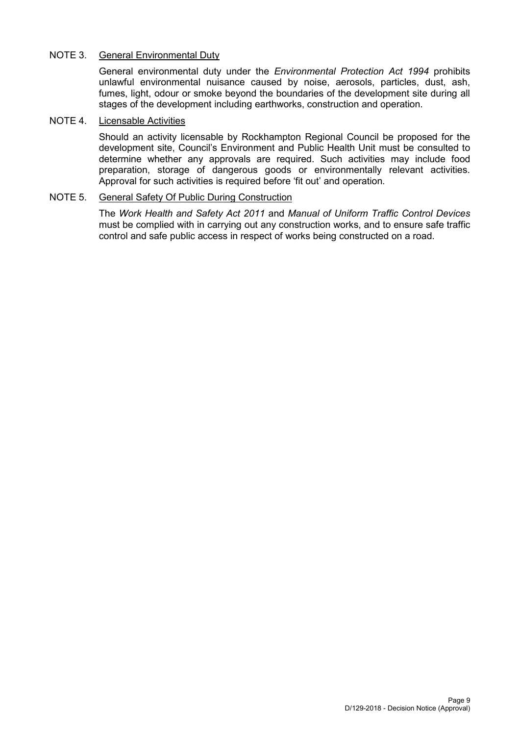NOTE 3. <u>General Environmental Duty</u>

General environmental duty under the *Environmental Protection Act 1994* prohibits unlawful environmental nuisance caused by noise, aerosols, particles, dust, ash, fumes, light, odour or smoke beyond the boundaries of the development site during all stages of the development including earthworks, construction and operation.

NOTE 4. <u>Licensable Activities</u>

Should an activity licensable by Rockhampton Regional Council be proposed for the development site, Council's Environment and Public Health Unit must be consulted to determine whether any approvals are required. Such activities may include food preparation, storage of dangerous goods or environmentally relevant activities. Approval for such activities is required before 'fit out' and operation.

NOTE 5. <u>General Safety Of Public During Construction</u>

The *Work Health and Safety Act 2011* and *Manual of Uniform Traffic Control Devices* must be complied with in carrying out any construction works, and to ensure safe traffic control and safe public access in respect of works being constructed on a road.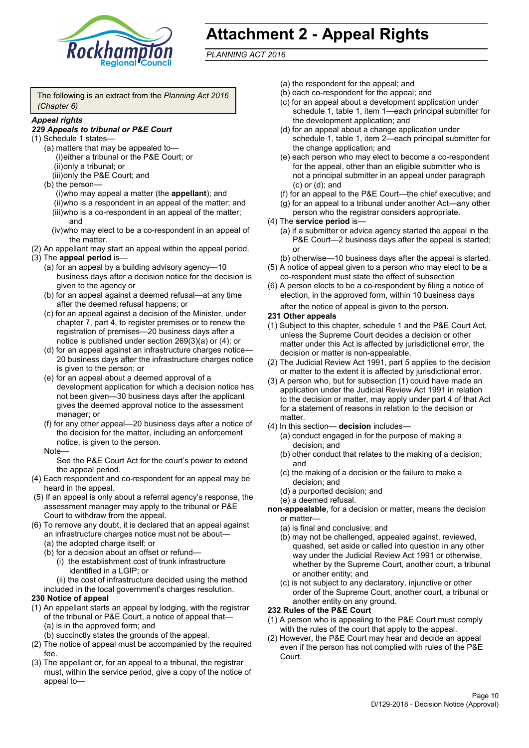# Attachment 2 - Appeal Rights

*PLANNING ACT 2016*

The following is an extract from the *Planning Act 2016 (Chapter 6)*

***Appeal rights***

***229 Appeals to tribunal or P&E Court***

(1) Schedule 1 states—

- (a) matters that may be appealed to—
  - (i) either a tribunal or the P&E Court; or
  - (ii) only a tribunal; or
  - (iii) only the P&E Court; and
- (b) the person—
  - (i) who may appeal a matter (the **appellant**); and
  - (ii) who is a respondent in an appeal of the matter; and
  - (iii) who is a co-respondent in an appeal of the matter; and
  - (iv) who may elect to be a co-respondent in an appeal of the matter.

(2) An appellant may start an appeal within the appeal period.

(3) The **appeal period** is—

- (a) for an appeal by a building advisory agency—10 business days after a decision notice for the decision is given to the agency or
- (b) for an appeal against a deemed refusal—at any time after the deemed refusal happens; or
- (c) for an appeal against a decision of the Minister, under chapter 7, part 4, to register premises or to renew the registration of premises—20 business days after a notice is published under section 269(3)(a) or (4); or
- (d) for an appeal against an infrastructure charges notice— 20 business days after the infrastructure charges notice is given to the person; or
- (e) for an appeal about a deemed approval of a development application for which a decision notice has not been given—30 business days after the applicant gives the deemed approval notice to the assessment manager; or
- (f) for any other appeal—20 business days after a notice of the decision for the matter, including an enforcement notice, is given to the person.

Note—

See the P&E Court Act for the court's power to extend the appeal period.

(4) Each respondent and co-respondent for an appeal may be heard in the appeal.

(5) If an appeal is only about a referral agency's response, the assessment manager may apply to the tribunal or P&E Court to withdraw from the appeal.

(6) To remove any doubt, it is declared that an appeal against an infrastructure charges notice must not be about—

- (a) the adopted charge itself; or
- (b) for a decision about an offset or refund—
  - (i) the establishment cost of trunk infrastructure identified in a LGIP; or
  - (ii) the cost of infrastructure decided using the method included in the local government's charges resolution.

**230 Notice of appeal**

(1) An appellant starts an appeal by lodging, with the registrar of the tribunal or P&E Court, a notice of appeal that—

- (a) is in the approved form; and
- (b) succinctly states the grounds of the appeal.

(2) The notice of appeal must be accompanied by the required fee.

(3) The appellant or, for an appeal to a tribunal, the registrar must, within the service period, give a copy of the notice of appeal to—

- (a) the respondent for the appeal; and
- (b) each co-respondent for the appeal; and
- (c) for an appeal about a development application under schedule 1, table 1, item 1—each principal submitter for the development application; and
- (d) for an appeal about a change application under schedule 1, table 1, item 2—each principal submitter for the change application; and
- (e) each person who may elect to become a co-respondent for the appeal, other than an eligible submitter who is not a principal submitter in an appeal under paragraph (c) or (d); and
- (f) for an appeal to the P&E Court—the chief executive; and
- (g) for an appeal to a tribunal under another Act—any other person who the registrar considers appropriate.

(4) The **service period** is—

- (a) if a submitter or advice agency started the appeal in the P&E Court—2 business days after the appeal is started; or
- (b) otherwise—10 business days after the appeal is started.

(5) A notice of appeal given to a person who may elect to be a co-respondent must state the effect of subsection

(6) A person elects to be a co-respondent by filing a notice of election, in the approved form, within 10 business days after the notice of appeal is given to the person.

**231 Other appeals**

(1) Subject to this chapter, schedule 1 and the P&E Court Act, unless the Supreme Court decides a decision or other matter under this Act is affected by jurisdictional error, the decision or matter is non-appealable.

(2) The Judicial Review Act 1991, part 5 applies to the decision or matter to the extent it is affected by jurisdictional error.

(3) A person who, but for subsection (1) could have made an application under the Judicial Review Act 1991 in relation to the decision or matter, may apply under part 4 of that Act for a statement of reasons in relation to the decision or matter.

(4) In this section— **decision** includes—

- (a) conduct engaged in for the purpose of making a decision; and
- (b) other conduct that relates to the making of a decision; and
- (c) the making of a decision or the failure to make a decision; and
- (d) a purported decision; and
- (e) a deemed refusal.

**non-appealable**, for a decision or matter, means the decision or matter—

- (a) is final and conclusive; and
- (b) may not be challenged, appealed against, reviewed, quashed, set aside or called into question in any other way under the Judicial Review Act 1991 or otherwise, whether by the Supreme Court, another court, a tribunal or another entity; and
- (c) is not subject to any declaratory, injunctive or other order of the Supreme Court, another court, a tribunal or another entity on any ground.

**232 Rules of the P&E Court**

(1) A person who is appealing to the P&E Court must comply with the rules of the court that apply to the appeal.

(2) However, the P&E Court may hear and decide an appeal even if the person has not complied with rules of the P&E Court.

D/129-2018 - Decision Notice (Approval)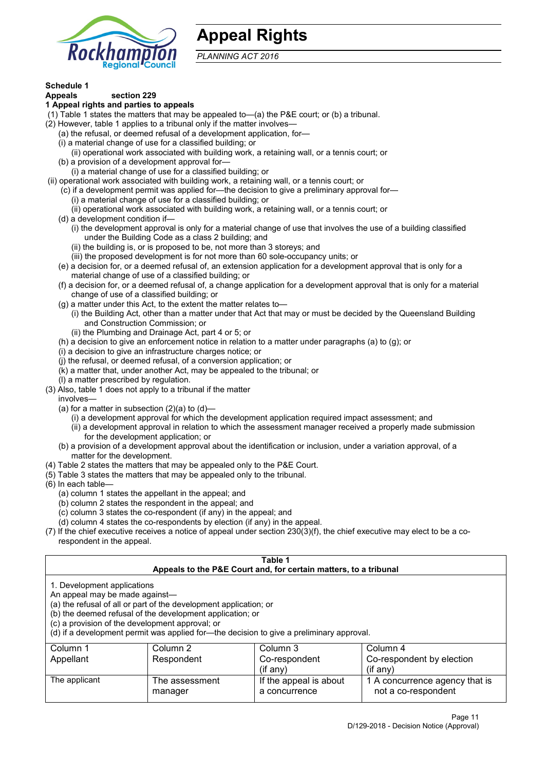# Appeal Rights

*PLANNING ACT 2016*

**Schedule 1**

**Appeals section 229**

**1 Appeal rights and parties to appeals**

(1) Table 1 states the matters that may be appealed to—(a) the P&E court; or (b) a tribunal.

(2) However, table 1 applies to a tribunal only if the matter involves—

(a) the refusal, or deemed refusal of a development application, for—

(i) a material change of use for a classified building; or

(ii) operational work associated with building work, a retaining wall, or a tennis court; or

(b) a provision of a development approval for—

(i) a material change of use for a classified building; or

(ii) operational work associated with building work, a retaining wall, or a tennis court; or

(c) if a development permit was applied for—the decision to give a preliminary approval for—

(i) a material change of use for a classified building; or

(ii) operational work associated with building work, a retaining wall, or a tennis court; or

(d) a development condition if—

(i) the development approval is only for a material change of use that involves the use of a building classified under the Building Code as a class 2 building; and

(ii) the building is, or is proposed to be, not more than 3 storeys; and

(iii) the proposed development is for not more than 60 sole-occupancy units; or

(e) a decision for, or a deemed refusal of, an extension application for a development approval that is only for a material change of use of a classified building; or

(f) a decision for, or a deemed refusal of, a change application for a development approval that is only for a material change of use of a classified building; or

(g) a matter under this Act, to the extent the matter relates to—

(i) the Building Act, other than a matter under that Act that may or must be decided by the Queensland Building and Construction Commission; or

(ii) the Plumbing and Drainage Act, part 4 or 5; or

(h) a decision to give an enforcement notice in relation to a matter under paragraphs (a) to (g); or

(i) a decision to give an infrastructure charges notice; or

(j) the refusal, or deemed refusal, of a conversion application; or

(k) a matter that, under another Act, may be appealed to the tribunal; or

(l) a matter prescribed by regulation.

(3) Also, table 1 does not apply to a tribunal if the matter involves—

(a) for a matter in subsection (2)(a) to (d)—

(i) a development approval for which the development application required impact assessment; and

(ii) a development approval in relation to which the assessment manager received a properly made submission for the development application; or

(b) a provision of a development approval about the identification or inclusion, under a variation approval, of a matter for the development.

(4) Table 2 states the matters that may be appealed only to the P&E Court.

(5) Table 3 states the matters that may be appealed only to the tribunal.

(6) In each table—

(a) column 1 states the appellant in the appeal; and

(b) column 2 states the respondent in the appeal; and

(c) column 3 states the co-respondent (if any) in the appeal; and

(d) column 4 states the co-respondents by election (if any) in the appeal.

(7) If the chief executive receives a notice of appeal under section 230(3)(f), the chief executive may elect to be a co-respondent in the appeal.

**Table 1**
**Appeals to the P&E Court and, for certain matters, to a tribunal**

1. Development applications

An appeal may be made against—

(a) the refusal of all or part of the development application; or

(b) the deemed refusal of the development application; or

(c) a provision of the development approval; or

(d) if a development permit was applied for—the decision to give a preliminary approval.

| Column 1<br>Appellant | Column 2<br>Respondent | Column 3<br>Co-respondent<br>(if any) | Column 4<br>Co-respondent by election<br>(if any) |
|---|---|---|---|
| The applicant | The assessment manager | If the appeal is about a concurrence | 1 A concurrence agency that is not a co-respondent |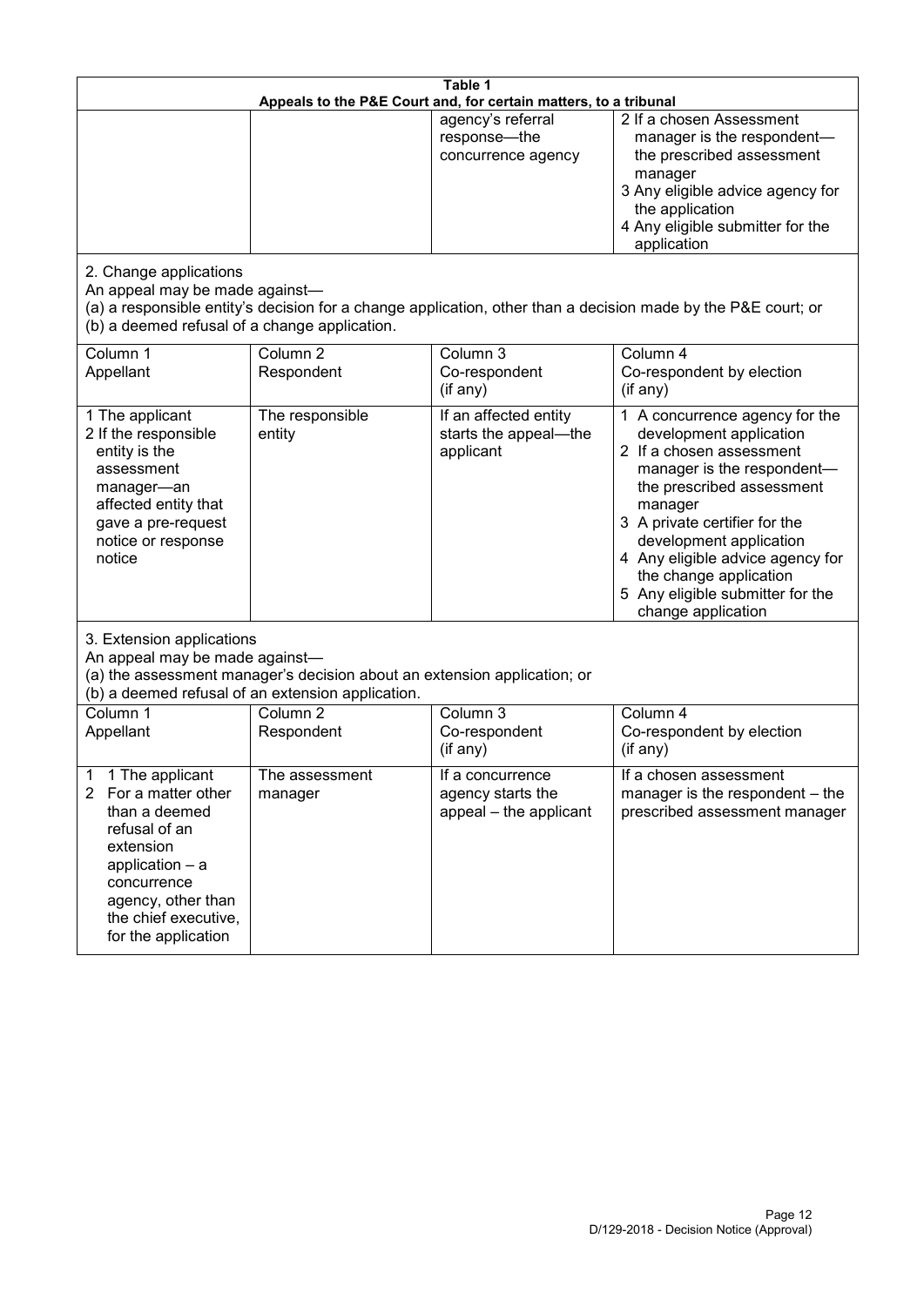**Table 1**
**Appeals to the P&E Court and, for certain matters, to a tribunal**

| | | | |
|---|---|---|---|
| | | agency's referral response—the concurrence agency | 2 If a chosen Assessment manager is the respondent—the prescribed assessment manager<br>3 Any eligible advice agency for the application<br>4 Any eligible submitter for the application |

2. Change applications

An appeal may be made against—
(a) a responsible entity's decision for a change application, other than a decision made by the P&E court; or
(b) a deemed refusal of a change application.

| Column 1<br>Appellant | Column 2<br>Respondent | Column 3<br>Co-respondent<br>(if any) | Column 4<br>Co-respondent by election<br>(if any) |
|---|---|---|---|
| 1 The applicant<br>2 If the responsible entity is the assessment manager—an affected entity that gave a pre-request notice or response notice | The responsible entity | If an affected entity starts the appeal—the applicant | 1 A concurrence agency for the development application<br>2 If a chosen assessment manager is the respondent—the prescribed assessment manager<br>3 A private certifier for the development application<br>4 Any eligible advice agency for the change application<br>5 Any eligible submitter for the change application |

3. Extension applications

An appeal may be made against—
(a) the assessment manager's decision about an extension application; or
(b) a deemed refusal of an extension application.

| Column 1<br>Appellant | Column 2<br>Respondent | Column 3<br>Co-respondent<br>(if any) | Column 4<br>Co-respondent by election<br>(if any) |
|---|---|---|---|
| 1 1 The applicant<br>2 For a matter other than a deemed refusal of an extension application – a concurrence agency, other than the chief executive, for the application | The assessment manager | If a concurrence agency starts the appeal – the applicant | If a chosen assessment manager is the respondent – the prescribed assessment manager |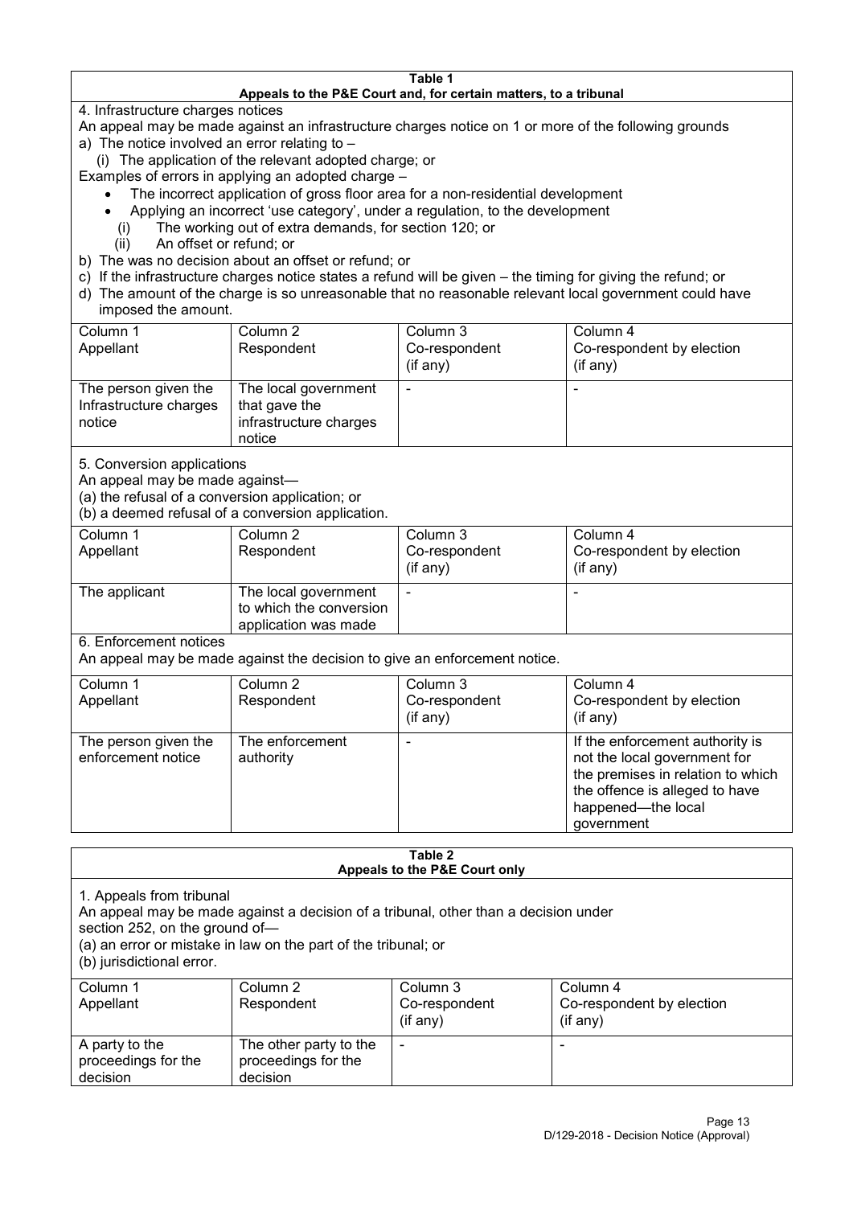**Table 1**
**Appeals to the P&E Court and, for certain matters, to a tribunal**

4. Infrastructure charges notices

An appeal may be made against an infrastructure charges notice on 1 or more of the following grounds

a) The notice involved an error relating to –

(i) The application of the relevant adopted charge; or

Examples of errors in applying an adopted charge –

- The incorrect application of gross floor area for a non-residential development
- Applying an incorrect 'use category', under a regulation, to the development

(i) The working out of extra demands, for section 120; or

(ii) An offset or refund; or

b) The was no decision about an offset or refund; or

c) If the infrastructure charges notice states a refund will be given – the timing for giving the refund; or

d) The amount of the charge is so unreasonable that no reasonable relevant local government could have imposed the amount.

| Column 1<br>Appellant | Column 2<br>Respondent | Column 3<br>Co-respondent<br>(if any) | Column 4<br>Co-respondent by election<br>(if any) |
|---|---|---|---|
| The person given the Infrastructure charges notice | The local government that gave the infrastructure charges notice | - | - |

5. Conversion applications

An appeal may be made against—

(a) the refusal of a conversion application; or

(b) a deemed refusal of a conversion application.

| Column 1<br>Appellant | Column 2<br>Respondent | Column 3<br>Co-respondent<br>(if any) | Column 4<br>Co-respondent by election<br>(if any) |
|---|---|---|---|
| The applicant | The local government to which the conversion application was made | - | - |

6. Enforcement notices

An appeal may be made against the decision to give an enforcement notice.

| Column 1<br>Appellant | Column 2<br>Respondent | Column 3<br>Co-respondent<br>(if any) | Column 4<br>Co-respondent by election<br>(if any) |
|---|---|---|---|
| The person given the enforcement notice | The enforcement authority | - | If the enforcement authority is not the local government for the premises in relation to which the offence is alleged to have happened—the local government |

**Table 2**
**Appeals to the P&E Court only**

1. Appeals from tribunal

An appeal may be made against a decision of a tribunal, other than a decision under section 252, on the ground of—

(a) an error or mistake in law on the part of the tribunal; or

(b) jurisdictional error.

| Column 1<br>Appellant | Column 2<br>Respondent | Column 3<br>Co-respondent<br>(if any) | Column 4<br>Co-respondent by election<br>(if any) |
|---|---|---|---|
| A party to the proceedings for the decision | The other party to the proceedings for the decision | - | - |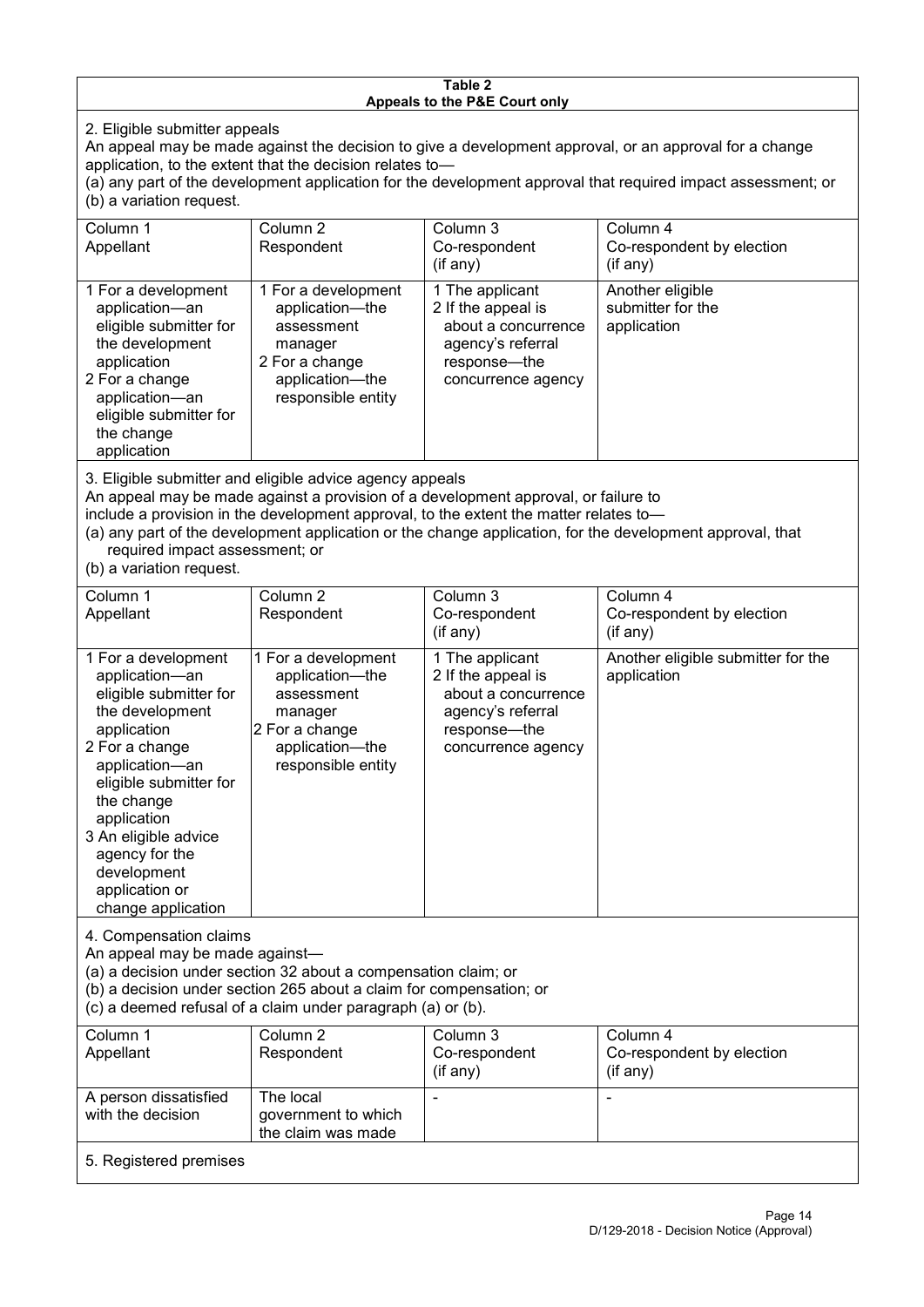**Table 2**
**Appeals to the P&E Court only**

2. Eligible submitter appeals

An appeal may be made against the decision to give a development approval, or an approval for a change application, to the extent that the decision relates to—
(a) any part of the development application for the development approval that required impact assessment; or
(b) a variation request.

| Column 1 Appellant | Column 2 Respondent | Column 3 Co-respondent (if any) | Column 4 Co-respondent by election (if any) |
|---|---|---|---|
| 1 For a development application—an eligible submitter for the development application<br>2 For a change application—an eligible submitter for the change application | 1 For a development application—the assessment manager<br>2 For a change application—the responsible entity | 1 The applicant<br>2 If the appeal is about a concurrence agency's referral response—the concurrence agency | Another eligible submitter for the application |

3. Eligible submitter and eligible advice agency appeals

An appeal may be made against a provision of a development approval, or failure to include a provision in the development approval, to the extent the matter relates to—
(a) any part of the development application or the change application, for the development approval, that required impact assessment; or
(b) a variation request.

| Column 1 Appellant | Column 2 Respondent | Column 3 Co-respondent (if any) | Column 4 Co-respondent by election (if any) |
|---|---|---|---|
| 1 For a development application—an eligible submitter for the development application<br>2 For a change application—an eligible submitter for the change application<br>3 An eligible advice agency for the development application or change application | 1 For a development application—the assessment manager<br>2 For a change application—the responsible entity | 1 The applicant<br>2 If the appeal is about a concurrence agency's referral response—the concurrence agency | Another eligible submitter for the application |

4. Compensation claims

An appeal may be made against—
(a) a decision under section 32 about a compensation claim; or
(b) a decision under section 265 about a claim for compensation; or
(c) a deemed refusal of a claim under paragraph (a) or (b).

| Column 1 Appellant | Column 2 Respondent | Column 3 Co-respondent (if any) | Column 4 Co-respondent by election (if any) |
|---|---|---|---|
| A person dissatisfied with the decision | The local government to which the claim was made | - | - |

5. Registered premises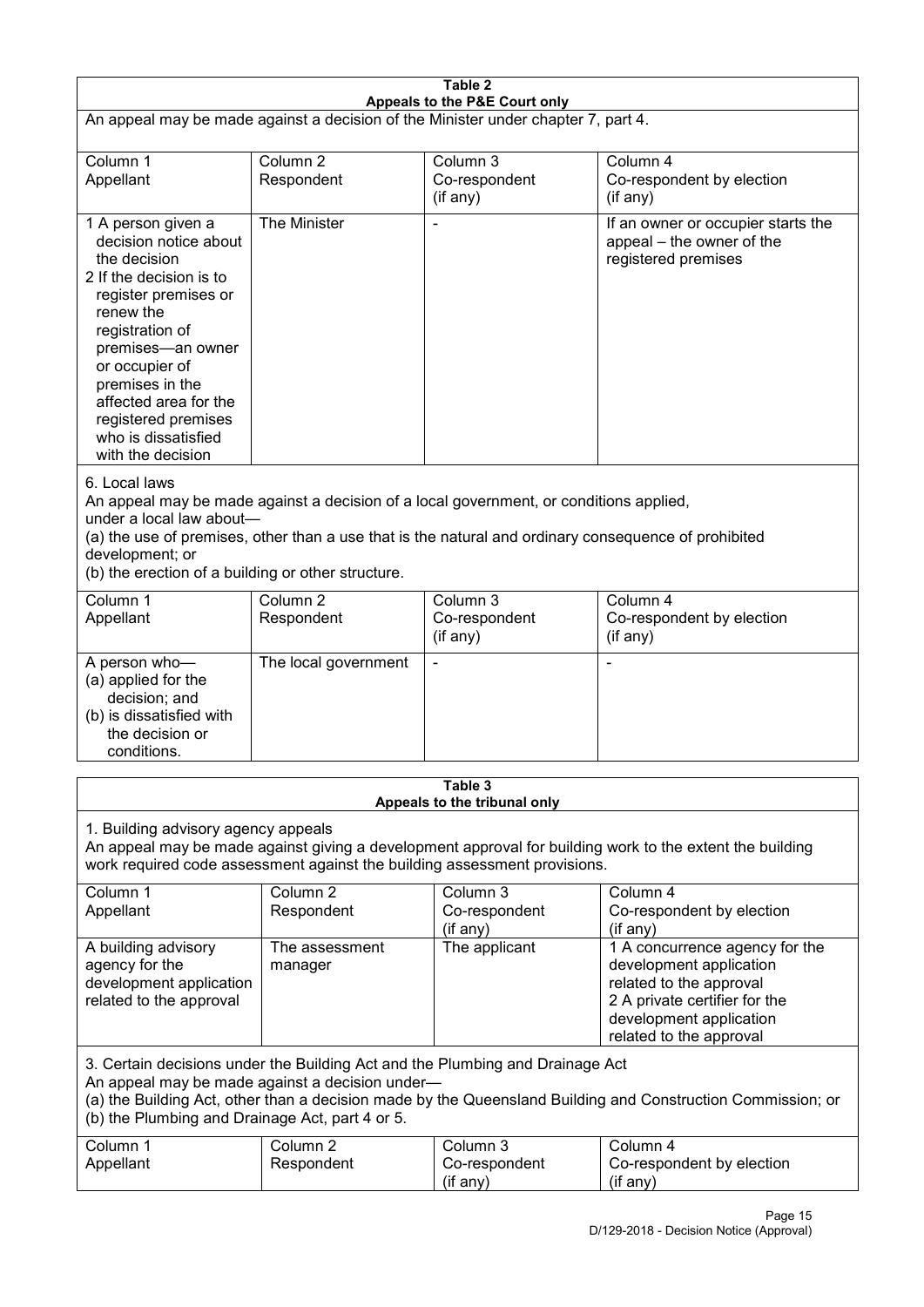**Table 2**
**Appeals to the P&E Court only**

An appeal may be made against a decision of the Minister under chapter 7, part 4.

| Column 1<br>Appellant | Column 2<br>Respondent | Column 3<br>Co-respondent<br>(if any) | Column 4<br>Co-respondent by election<br>(if any) |
|---|---|---|---|
| 1 A person given a decision notice about the decision<br>2 If the decision is to register premises or renew the registration of premises—an owner or occupier of premises in the affected area for the registered premises who is dissatisfied with the decision | The Minister | - | If an owner or occupier starts the appeal – the owner of the registered premises |

6. Local laws

An appeal may be made against a decision of a local government, or conditions applied, under a local law about—

(a) the use of premises, other than a use that is the natural and ordinary consequence of prohibited development; or

(b) the erection of a building or other structure.

| Column 1<br>Appellant | Column 2<br>Respondent | Column 3<br>Co-respondent<br>(if any) | Column 4<br>Co-respondent by election<br>(if any) |
|---|---|---|---|
| A person who—<br>(a) applied for the decision; and<br>(b) is dissatisfied with the decision or conditions. | The local government | - | - |

**Table 3**
**Appeals to the tribunal only**

1. Building advisory agency appeals

An appeal may be made against giving a development approval for building work to the extent the building work required code assessment against the building assessment provisions.

| Column 1<br>Appellant | Column 2<br>Respondent | Column 3<br>Co-respondent<br>(if any) | Column 4<br>Co-respondent by election<br>(if any) |
|---|---|---|---|
| A building advisory agency for the development application related to the approval | The assessment manager | The applicant | 1 A concurrence agency for the development application related to the approval<br>2 A private certifier for the development application related to the approval |

3. Certain decisions under the Building Act and the Plumbing and Drainage Act

An appeal may be made against a decision under—

(a) the Building Act, other than a decision made by the Queensland Building and Construction Commission; or

(b) the Plumbing and Drainage Act, part 4 or 5.

| Column 1<br>Appellant | Column 2<br>Respondent | Column 3<br>Co-respondent<br>(if any) | Column 4<br>Co-respondent by election<br>(if any) |
|---|---|---|---|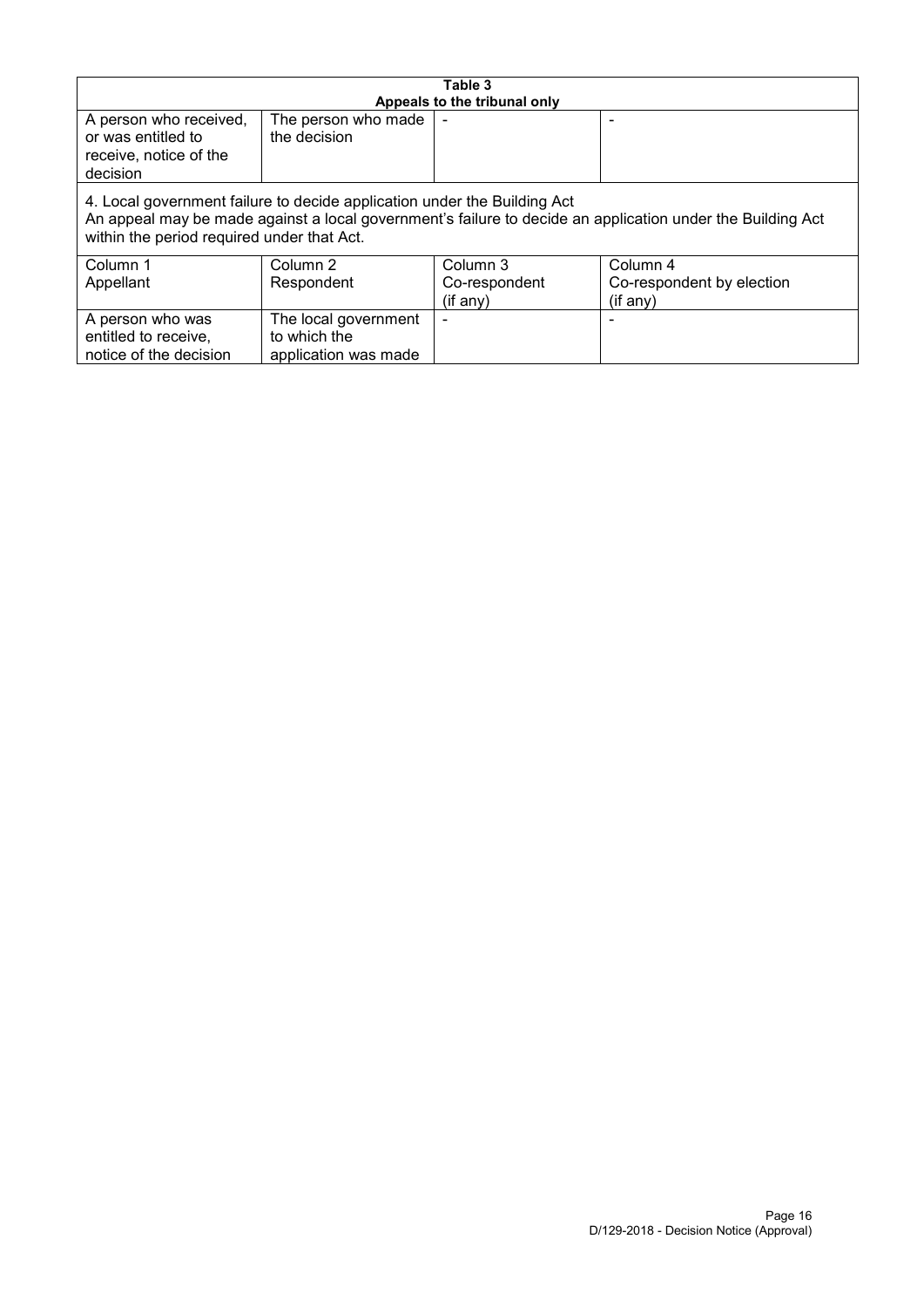| Table 3<br>Appeals to the tribunal only | | | |
|---|---|---|---|
| A person who received, or was entitled to receive, notice of the decision | The person who made the decision | - | - |
| 4. Local government failure to decide application under the Building Act<br>An appeal may be made against a local government's failure to decide an application under the Building Act within the period required under that Act. | | | |
| Column 1<br>Appellant | Column 2<br>Respondent | Column 3<br>Co-respondent<br>(if any) | Column 4<br>Co-respondent by election<br>(if any) |
| A person who was entitled to receive, notice of the decision | The local government to which the application was made | - | - |

D/129-2018 - Decision Notice (Approval)